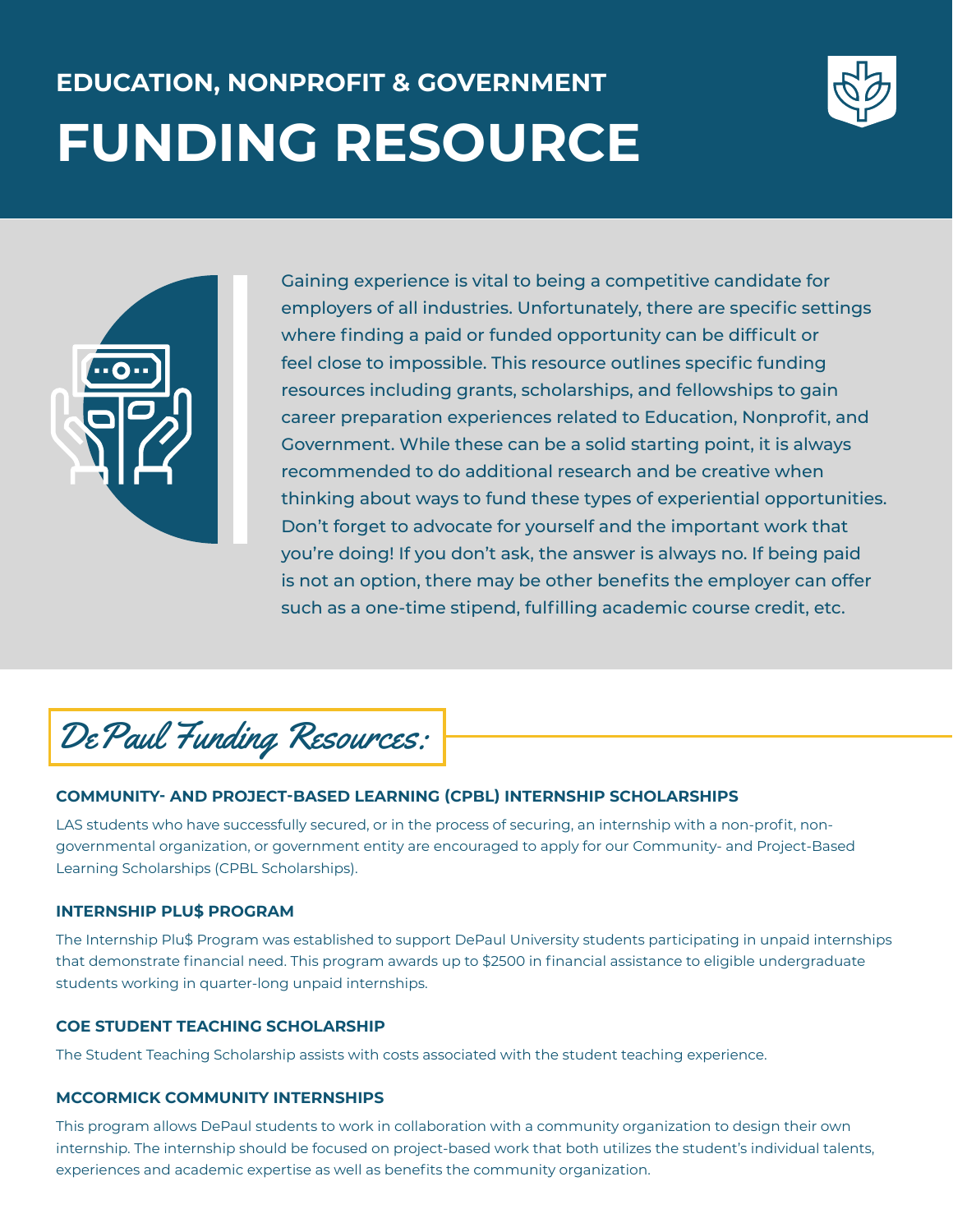# EDUCATION, NONPROFIT & GOVERNMENT

# FUNDING RESOURCE

Gaining experience is vital to being a competitive candidate for employers of all industries. Unfortunately, there are specific settings where finding a paid or funded opportunity can be difficult or feel close to impossible. This resource outlines specific funding resources including grants, scholarships, and fellowships to gain career preparation experiences related to Education, Nonprofit, and Government. While these can be a solid starting point, it is always recommended to do additional research and be creative when thinking about ways to fund these types of experiential opportunities. Don't forget to advocate for yourself and the important work that you're doing! If you don't ask, the answer is always no. If being paid is not an option, there may be other benefits the employer can offer such as a one-time stipend, fulfilling academic course credit, etc.

## DePaul Funding Resources:

### COMMUNITY- AND PROJECT-BASED LEARNING (CPBL) INTERNSHIP SCHOLARSHIPS

LAS students who have successfully secured, or in the process of securing, an internship with a non-profit, non-governmental organization, or government entity are encouraged to apply for our Community- and Project-Based Learning Scholarships (CPBL Scholarships).

### INTERNSHIP PLU$ PROGRAM

The Internship Plu$ Program was established to support DePaul University students participating in unpaid internships that demonstrate financial need. This program awards up to $2500 in financial assistance to eligible undergraduate students working in quarter-long unpaid internships.

### COE STUDENT TEACHING SCHOLARSHIP

The Student Teaching Scholarship assists with costs associated with the student teaching experience.

### MCCORMICK COMMUNITY INTERNSHIPS

This program allows DePaul students to work in collaboration with a community organization to design their own internship. The internship should be focused on project-based work that both utilizes the student's individual talents, experiences and academic expertise as well as benefits the community organization.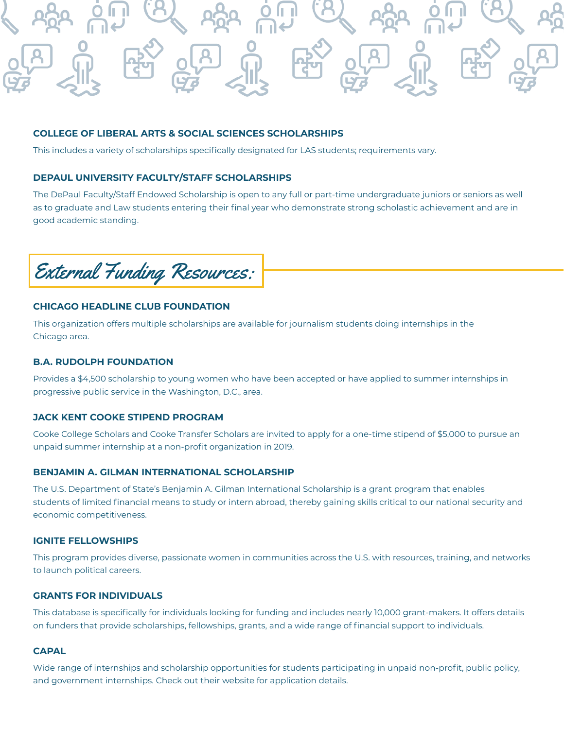### COLLEGE OF LIBERAL ARTS & SOCIAL SCIENCES SCHOLARSHIPS

This includes a variety of scholarships specifically designated for LAS students; requirements vary.

### DEPAUL UNIVERSITY FACULTY/STAFF SCHOLARSHIPS

The DePaul Faculty/Staff Endowed Scholarship is open to any full or part-time undergraduate juniors or seniors as well as to graduate and Law students entering their final year who demonstrate strong scholastic achievement and are in good academic standing.

## External Funding Resources:

### CHICAGO HEADLINE CLUB FOUNDATION

This organization offers multiple scholarships are available for journalism students doing internships in the Chicago area.

### B.A. RUDOLPH FOUNDATION

Provides a $4,500 scholarship to young women who have been accepted or have applied to summer internships in progressive public service in the Washington, D.C., area.

### JACK KENT COOKE STIPEND PROGRAM

Cooke College Scholars and Cooke Transfer Scholars are invited to apply for a one-time stipend of $5,000 to pursue an unpaid summer internship at a non-profit organization in 2019.

### BENJAMIN A. GILMAN INTERNATIONAL SCHOLARSHIP

The U.S. Department of State's Benjamin A. Gilman International Scholarship is a grant program that enables students of limited financial means to study or intern abroad, thereby gaining skills critical to our national security and economic competitiveness.

### IGNITE FELLOWSHIPS

This program provides diverse, passionate women in communities across the U.S. with resources, training, and networks to launch political careers.

### GRANTS FOR INDIVIDUALS

This database is specifically for individuals looking for funding and includes nearly 10,000 grant-makers. It offers details on funders that provide scholarships, fellowships, grants, and a wide range of financial support to individuals.

### CAPAL

Wide range of internships and scholarship opportunities for students participating in unpaid non-profit, public policy, and government internships. Check out their website for application details.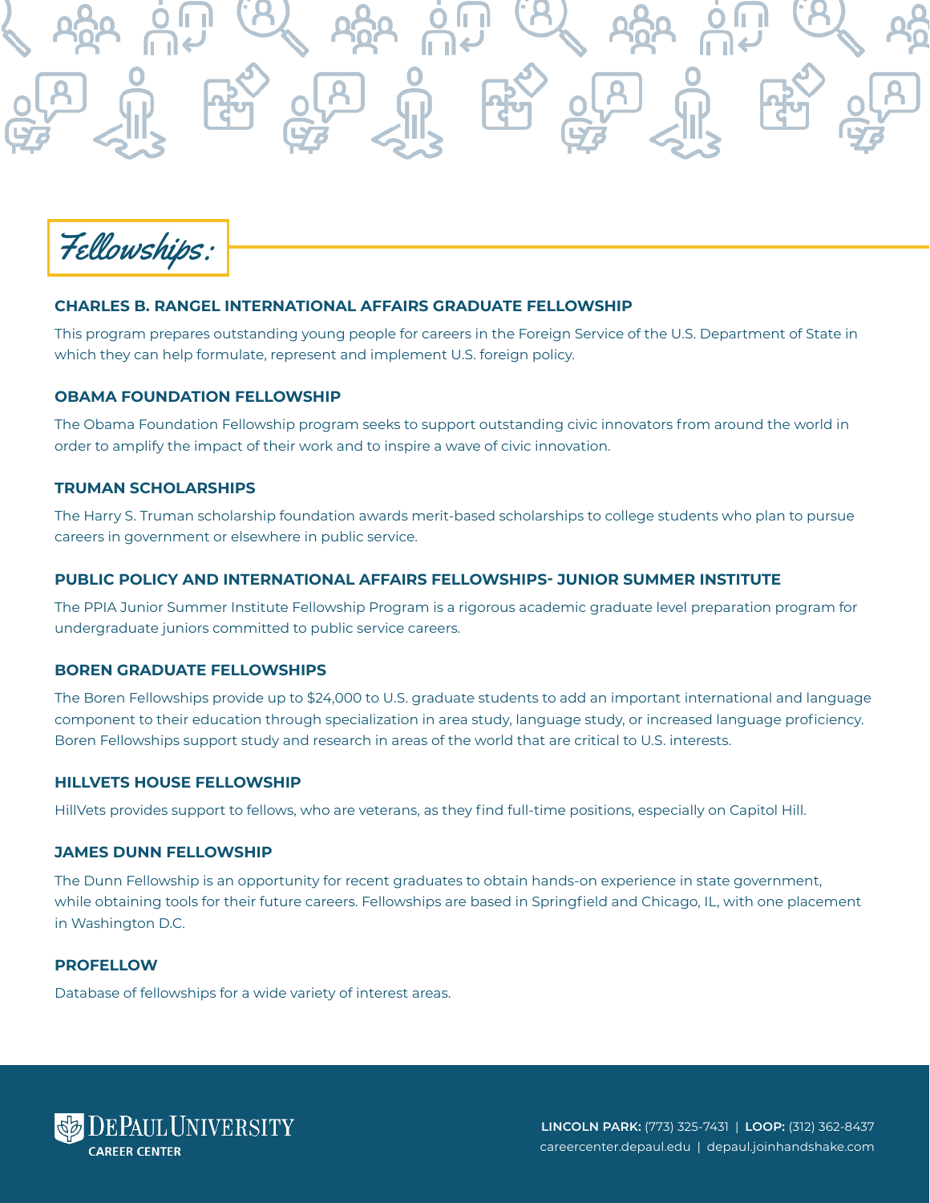## Fellowships:

### CHARLES B. RANGEL INTERNATIONAL AFFAIRS GRADUATE FELLOWSHIP

This program prepares outstanding young people for careers in the Foreign Service of the U.S. Department of State in which they can help formulate, represent and implement U.S. foreign policy.

### OBAMA FOUNDATION FELLOWSHIP

The Obama Foundation Fellowship program seeks to support outstanding civic innovators from around the world in order to amplify the impact of their work and to inspire a wave of civic innovation.

### TRUMAN SCHOLARSHIPS

The Harry S. Truman scholarship foundation awards merit-based scholarships to college students who plan to pursue careers in government or elsewhere in public service.

### PUBLIC POLICY AND INTERNATIONAL AFFAIRS FELLOWSHIPS- JUNIOR SUMMER INSTITUTE

The PPIA Junior Summer Institute Fellowship Program is a rigorous academic graduate level preparation program for undergraduate juniors committed to public service careers.

### BOREN GRADUATE FELLOWSHIPS

The Boren Fellowships provide up to $24,000 to U.S. graduate students to add an important international and language component to their education through specialization in area study, language study, or increased language proficiency. Boren Fellowships support study and research in areas of the world that are critical to U.S. interests.

### HILLVETS HOUSE FELLOWSHIP

HillVets provides support to fellows, who are veterans, as they find full-time positions, especially on Capitol Hill.

### JAMES DUNN FELLOWSHIP

The Dunn Fellowship is an opportunity for recent graduates to obtain hands-on experience in state government, while obtaining tools for their future careers. Fellowships are based in Springfield and Chicago, IL, with one placement in Washington D.C.

### PROFELLOW

Database of fellowships for a wide variety of interest areas.

DePaul University Career Center

**LINCOLN PARK:** (773) 325-7431 | **LOOP:** (312) 362-8437
careercenter.depaul.edu | depaul.joinhandshake.com